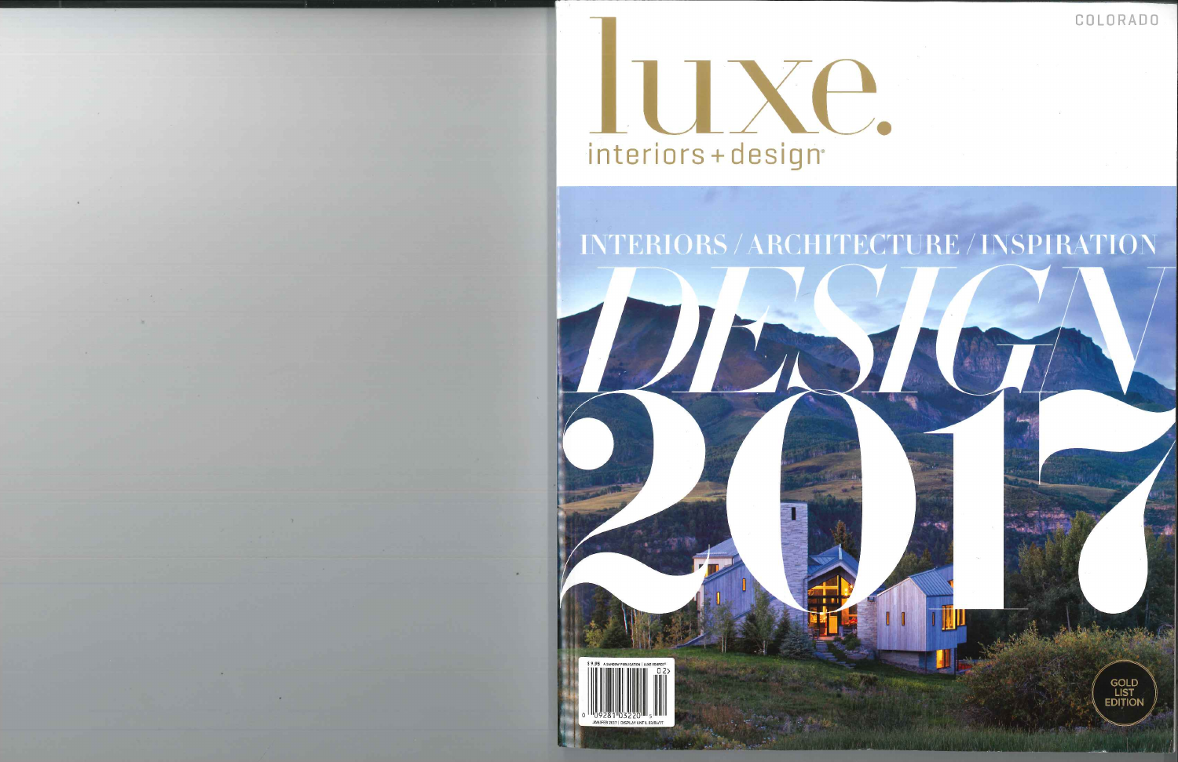COLORADO

# luxe.

interiors + design

INTERIORS / ARCHITECTURE / INSPIRATION

# DESIGN 2017

GOLD LIST EDITION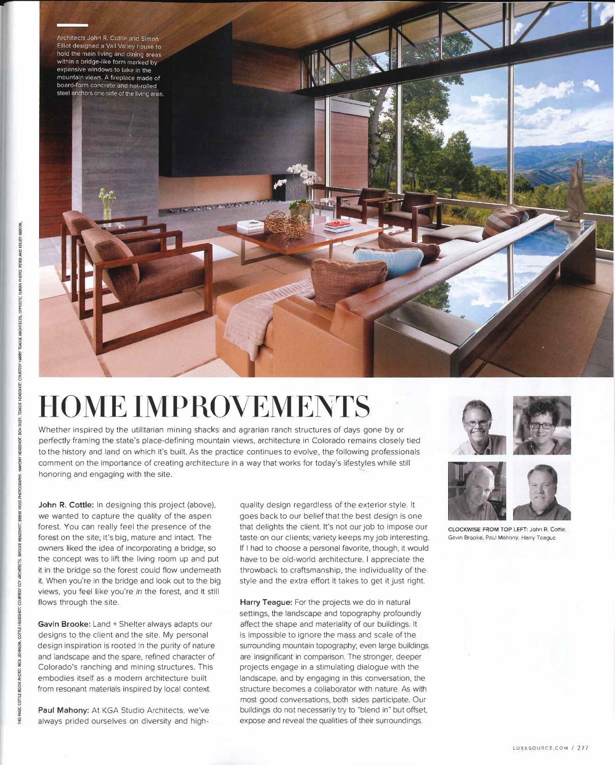Architects John R. Cottle and Simon Elliot designed a Vail Valley house to hold the main living and dining areas within a bridge-like form marked by expansive windows to take in the mountain views. A fireplace made of board-form concrete and hot-rolled steel anchors one side of the living area.

THIS PAGE: COTTLE ROOM PHOTO: NICK JOHNSON. COTTLE HEADSHOT: COURTESY CCY ARCHITECTS. BROOKE HEADSHOT: BRENT MOSS PHOTOGRAPHY. MAHONY HEADSHOT: DON RILEY. TEAGUE HEADSHOT: COURTESY HARRY TEAGUE ARCHITECTS. OPPOSITE: SUMAN PHOTO: PETER AND KELLEY GIBEON.

# HOME IMPROVEMENTS

Whether inspired by the utilitarian mining shacks and agrarian ranch structures of days gone by or perfectly framing the state's place-defining mountain views, architecture in Colorado remains closely tied to the history and land on which it's built. As the practice continues to evolve, the following professionals comment on the importance of creating architecture in a way that works for today's lifestyles while still honoring and engaging with the site.

CLOCKWISE FROM TOP LEFT: John R. Cottle, Gavin Brooke, Paul Mahony, Harry Teague

**John R. Cottle:** In designing this project (above), we wanted to capture the quality of the aspen forest. You can really feel the presence of the forest on the site; it's big, mature and intact. The owners liked the idea of incorporating a bridge, so the concept was to lift the living room up and put it in the bridge so the forest could flow underneath it. When you're in the bridge and look out to the big views, you feel like you're *in* the forest, and it still flows through the site.

**Gavin Brooke:** Land + Shelter always adapts our designs to the client and the site. My personal design inspiration is rooted in the purity of nature and landscape and the spare, refined character of Colorado's ranching and mining structures. This embodies itself as a modern architecture built from resonant materials inspired by local context.

**Paul Mahony:** At KGA Studio Architects, we've always prided ourselves on diversity and high-quality design regardless of the exterior style. It goes back to our belief that the best design is one that delights the client. It's not our job to impose our taste on our clients; variety keeps my job interesting. If I had to choose a personal favorite, though, it would have to be old-world architecture. I appreciate the throwback to craftsmanship, the individuality of the style and the extra effort it takes to get it just right.

**Harry Teague:** For the projects we do in natural settings, the landscape and topography profoundly affect the shape and materiality of our buildings. It is impossible to ignore the mass and scale of the surrounding mountain topography; even large buildings are insignificant in comparison. The stronger, deeper projects engage in a stimulating dialogue with the landscape, and by engaging in this conversation, the structure becomes a collaborator with nature. As with most good conversations, both sides participate. Our buildings do not necessarily try to "blend in" but offset, expose and reveal the qualities of their surroundings.